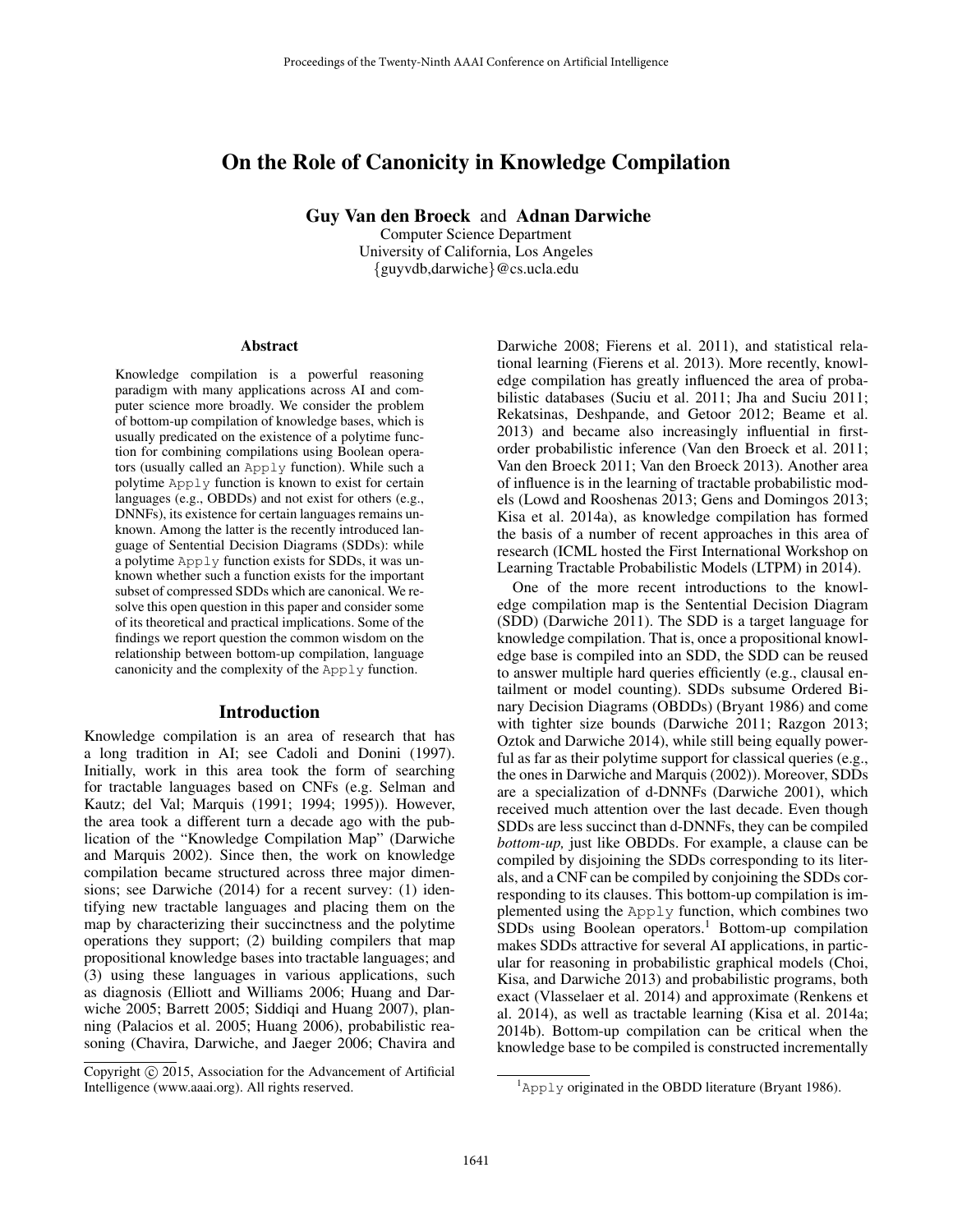# On the Role of Canonicity in Knowledge Compilation

**Guy Van den Broeck** and **Adnan Darwiche**
Computer Science Department
University of California, Los Angeles
{guyvdb,darwiche}@cs.ucla.edu

### Abstract

Knowledge compilation is a powerful reasoning paradigm with many applications across AI and computer science more broadly. We consider the problem of bottom-up compilation of knowledge bases, which is usually predicated on the existence of a polytime function for combining compilations using Boolean operators (usually called an `Apply` function). While such a polytime `Apply` function is known to exist for certain languages (e.g., OBDDs) and not exist for others (e.g., DNNFs), its existence for certain languages remains unknown. Among the latter is the recently introduced language of Sentential Decision Diagrams (SDDs): while a polytime `Apply` function exists for SDDs, it was unknown whether such a function exists for the important subset of compressed SDDs which are canonical. We resolve this open question in this paper and consider some of its theoretical and practical implications. Some of the findings we report question the common wisdom on the relationship between bottom-up compilation, language canonicity and the complexity of the `Apply` function.

## Introduction

Knowledge compilation is an area of research that has a long tradition in AI; see Cadoli and Donini (1997). Initially, work in this area took the form of searching for tractable languages based on CNFs (e.g. Selman and Kautz; del Val; Marquis (1991; 1994; 1995)). However, the area took a different turn a decade ago with the publication of the "Knowledge Compilation Map" (Darwiche and Marquis 2002). Since then, the work on knowledge compilation became structured across three major dimensions; see Darwiche (2014) for a recent survey: (1) identifying new tractable languages and placing them on the map by characterizing their succinctness and the polytime operations they support; (2) building compilers that map propositional knowledge bases into tractable languages; and (3) using these languages in various applications, such as diagnosis (Elliott and Williams 2006; Huang and Darwiche 2005; Barrett 2005; Siddiqi and Huang 2007), planning (Palacios et al. 2005; Huang 2006), probabilistic reasoning (Chavira, Darwiche, and Jaeger 2006; Chavira and Darwiche 2008; Fierens et al. 2011), and statistical relational learning (Fierens et al. 2013). More recently, knowledge compilation has greatly influenced the area of probabilistic databases (Suciu et al. 2011; Jha and Suciu 2011; Rekatsinas, Deshpande, and Getoor 2012; Beame et al. 2013) and became also increasingly influential in first-order probabilistic inference (Van den Broeck et al. 2011; Van den Broeck 2011; Van den Broeck 2013). Another area of influence is in the learning of tractable probabilistic models (Lowd and Rooshenas 2013; Gens and Domingos 2013; Kisa et al. 2014a), as knowledge compilation has formed the basis of a number of recent approaches in this area of research (ICML hosted the First International Workshop on Learning Tractable Probabilistic Models (LTPM) in 2014).

One of the more recent introductions to the knowledge compilation map is the Sentential Decision Diagram (SDD) (Darwiche 2011). The SDD is a target language for knowledge compilation. That is, once a propositional knowledge base is compiled into an SDD, the SDD can be reused to answer multiple hard queries efficiently (e.g., clausal entailment or model counting). SDDs subsume Ordered Binary Decision Diagrams (OBDDs) (Bryant 1986) and come with tighter size bounds (Darwiche 2011; Razgon 2013; Oztok and Darwiche 2014), while still being equally powerful as far as their polytime support for classical queries (e.g., the ones in Darwiche and Marquis (2002)). Moreover, SDDs are a specialization of d-DNNFs (Darwiche 2001), which received much attention over the last decade. Even though SDDs are less succinct than d-DNNFs, they can be compiled *bottom-up,* just like OBDDs. For example, a clause can be compiled by disjoining the SDDs corresponding to its literals, and a CNF can be compiled by conjoining the SDDs corresponding to its clauses. This bottom-up compilation is implemented using the `Apply` function, which combines two SDDs using Boolean operators.[1] Bottom-up compilation makes SDDs attractive for several AI applications, in particular for reasoning in probabilistic graphical models (Choi, Kisa, and Darwiche 2013) and probabilistic programs, both exact (Vlasselaer et al. 2014) and approximate (Renkens et al. 2014), as well as tractable learning (Kisa et al. 2014a; 2014b). Bottom-up compilation can be critical when the knowledge base to be compiled is constructed incrementally

Copyright © 2015, Association for the Advancement of Artificial Intelligence (www.aaai.org). All rights reserved.

[1] `Apply` originated in the OBDD literature (Bryant 1986).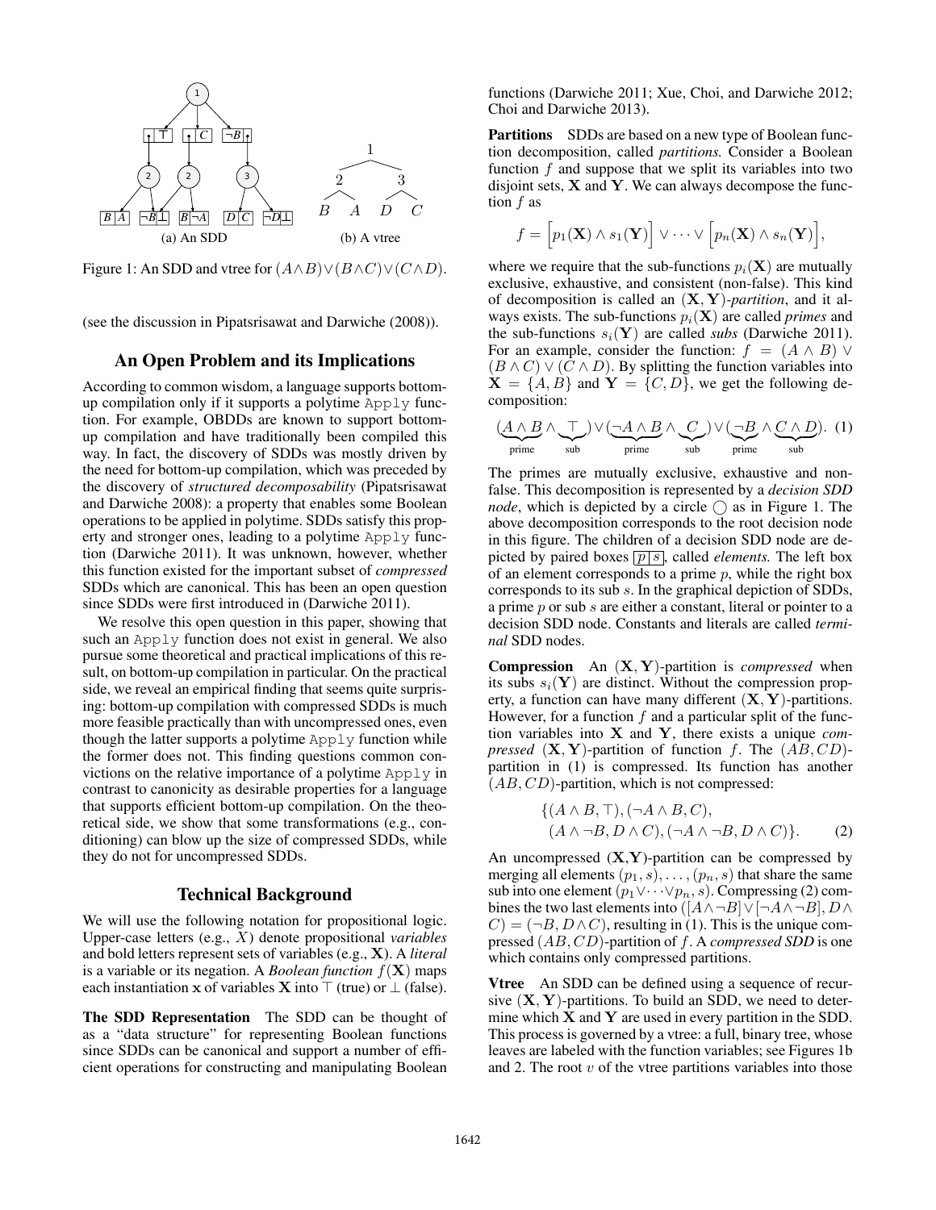Figure 1: An SDD and vtree for $(A \wedge B) \vee (B \wedge C) \vee (C \wedge D)$.

(see the discussion in Pipatsrisawat and Darwiche (2008)).

## An Open Problem and its Implications

According to common wisdom, a language supports bottom-up compilation only if it supports a polytime `Apply` function. For example, OBDDs are known to support bottom-up compilation and have traditionally been compiled this way. In fact, the discovery of SDDs was mostly driven by the need for bottom-up compilation, which was preceded by the discovery of *structured decomposability* (Pipatsrisawat and Darwiche 2008): a property that enables some Boolean operations to be applied in polytime. SDDs satisfy this property and stronger ones, leading to a polytime `Apply` function (Darwiche 2011). It was unknown, however, whether this function existed for the important subset of *compressed* SDDs which are canonical. This has been an open question since SDDs were first introduced in (Darwiche 2011).

We resolve this open question in this paper, showing that such an `Apply` function does not exist in general. We also pursue some theoretical and practical implications of this result, on bottom-up compilation in particular. On the practical side, we reveal an empirical finding that seems quite surprising: bottom-up compilation with compressed SDDs is much more feasible practically than with uncompressed ones, even though the latter supports a polytime `Apply` function while the former does not. This finding questions common convictions on the relative importance of a polytime `Apply` in contrast to canonicity as desirable properties for a language that supports efficient bottom-up compilation. On the theoretical side, we show that some transformations (e.g., conditioning) can blow up the size of compressed SDDs, while they do not for uncompressed SDDs.

## Technical Background

We will use the following notation for propositional logic. Upper-case letters (e.g., $X$) denote propositional *variables* and bold letters represent sets of variables (e.g., $\mathbf{X}$). A *literal* is a variable or its negation. A *Boolean function* $f(\mathbf{X})$ maps each instantiation $\mathbf{x}$ of variables $\mathbf{X}$ into $\top$ (true) or $\bot$ (false).

**The SDD Representation** The SDD can be thought of as a "data structure" for representing Boolean functions since SDDs can be canonical and support a number of efficient operations for constructing and manipulating Boolean functions (Darwiche 2011; Xue, Choi, and Darwiche 2012; Choi and Darwiche 2013).

**Partitions** SDDs are based on a new type of Boolean function decomposition, called *partitions.* Consider a Boolean function $f$ and suppose that we split its variables into two disjoint sets, $\mathbf{X}$ and $\mathbf{Y}$. We can always decompose the function $f$ as

$$f = \Big[p_1(\mathbf{X}) \wedge s_1(\mathbf{Y})\Big] \vee \cdots \vee \Big[p_n(\mathbf{X}) \wedge s_n(\mathbf{Y})\Big],$$

where we require that the sub-functions $p_i(\mathbf{X})$ are mutually exclusive, exhaustive, and consistent (non-false). This kind of decomposition is called an $(\mathbf{X}, \mathbf{Y})$*-partition*, and it always exists. The sub-functions $p_i(\mathbf{X})$ are called *primes* and the sub-functions $s_i(\mathbf{Y})$ are called *subs* (Darwiche 2011). For an example, consider the function: $f = (A \wedge B) \vee (B \wedge C) \vee (C \wedge D)$. By splitting the function variables into $\mathbf{X} = \{A, B\}$ and $\mathbf{Y} = \{C, D\}$, we get the following decomposition:

$$(\underbrace{A \wedge B}_{\text{prime}} \wedge \underbrace{\top}_{\text{sub}}) \vee (\underbrace{\neg A \wedge B}_{\text{prime}} \wedge \underbrace{C}_{\text{sub}}) \vee (\underbrace{\neg B}_{\text{prime}} \wedge \underbrace{C \wedge D}_{\text{sub}}). \quad (1)$$

The primes are mutually exclusive, exhaustive and non-false. This decomposition is represented by a *decision SDD node*, which is depicted by a circle $\bigcirc$ as in Figure 1. The above decomposition corresponds to the root decision node in this figure. The children of a decision SDD node are depicted by paired boxes $\boxed{p \mid s}$, called *elements.* The left box of an element corresponds to a prime $p$, while the right box corresponds to its sub $s$. In the graphical depiction of SDDs, a prime $p$ or sub $s$ are either a constant, literal or pointer to a decision SDD node. Constants and literals are called *terminal* SDD nodes.

**Compression** An $(\mathbf{X}, \mathbf{Y})$-partition is *compressed* when its subs $s_i(\mathbf{Y})$ are distinct. Without the compression property, a function can have many different $(\mathbf{X}, \mathbf{Y})$-partitions. However, for a function $f$ and a particular split of the function variables into $\mathbf{X}$ and $\mathbf{Y}$, there exists a unique *compressed* $(\mathbf{X}, \mathbf{Y})$-partition of function $f$. The $(AB, CD)$-partition in (1) is compressed. Its function has another $(AB, CD)$-partition, which is not compressed:

$$\begin{aligned}\{&(A \wedge B, \top), (\neg A \wedge B, C),\\ &(A \wedge \neg B, D \wedge C), (\neg A \wedge \neg B, D \wedge C)\}. \quad (2)\end{aligned}$$

An uncompressed $(\mathbf{X},\mathbf{Y})$-partition can be compressed by merging all elements $(p_1, s), \ldots, (p_n, s)$ that share the same sub into one element $(p_1 \vee \cdots \vee p_n, s)$. Compressing (2) combines the two last elements into $([A \wedge \neg B] \vee [\neg A \wedge \neg B], D \wedge C) = (\neg B, D \wedge C)$, resulting in (1). This is the unique compressed $(AB, CD)$-partition of $f$. A *compressed SDD* is one which contains only compressed partitions.

**Vtree** An SDD can be defined using a sequence of recursive $(\mathbf{X}, \mathbf{Y})$-partitions. To build an SDD, we need to determine which $\mathbf{X}$ and $\mathbf{Y}$ are used in every partition in the SDD. This process is governed by a vtree: a full, binary tree, whose leaves are labeled with the function variables; see Figures 1b and 2. The root $v$ of the vtree partitions variables into those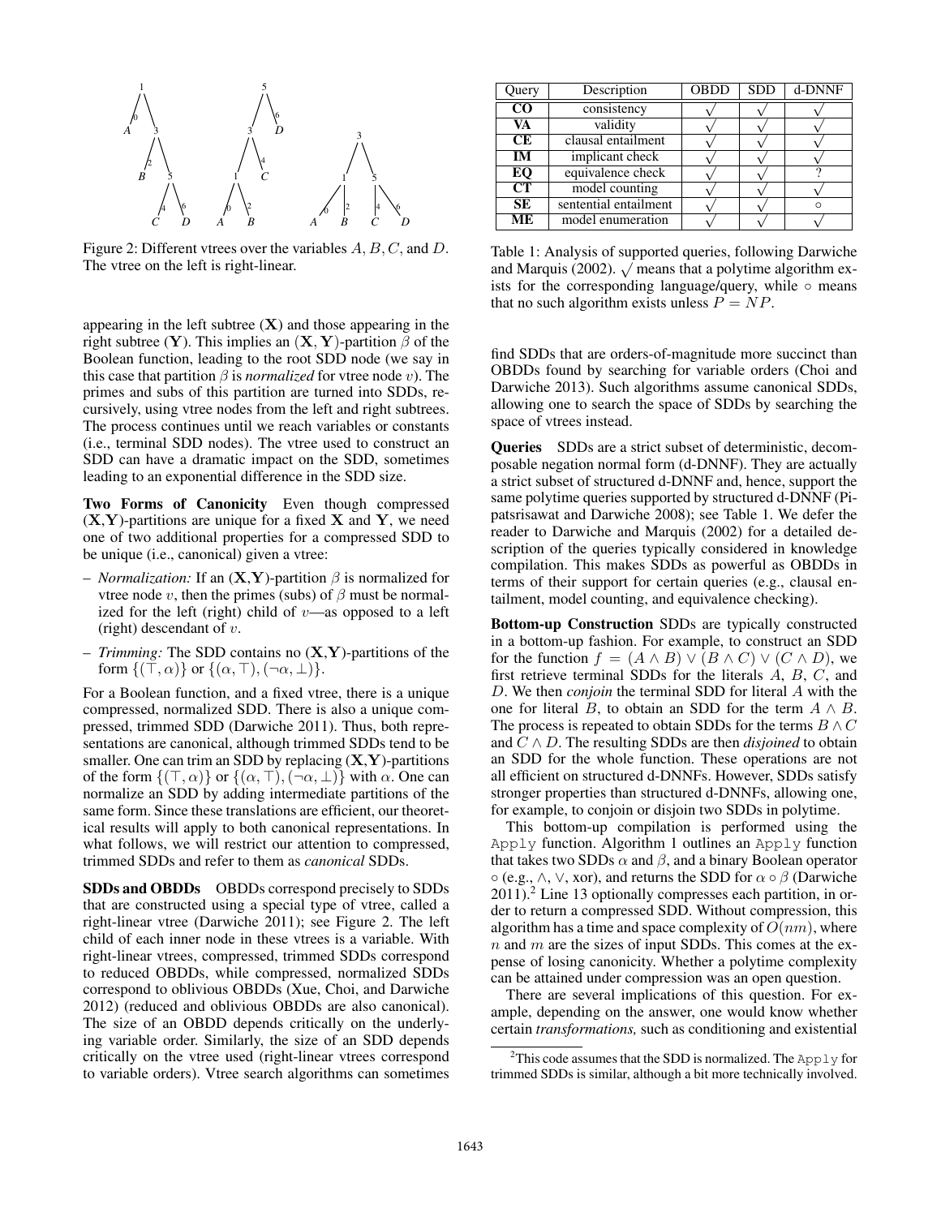Figure 2: Different vtrees over the variables $A, B, C$, and $D$. The vtree on the left is right-linear.

| Query | Description | OBDD | SDD | d-DNNF |
|---|---|---|---|---|
| **CO** | consistency | √ | √ | √ |
| **VA** | validity | √ | √ | √ |
| **CE** | clausal entailment | √ | √ | √ |
| **IM** | implicant check | √ | √ | √ |
| **EQ** | equivalence check | √ | √ | ? |
| **CT** | model counting | √ | √ | √ |
| **SE** | sentential entailment | √ | √ | ∘ |
| **ME** | model enumeration | √ | √ | √ |

Table 1: Analysis of supported queries, following Darwiche and Marquis (2002). √ means that a polytime algorithm exists for the corresponding language/query, while ∘ means that no such algorithm exists unless $P = NP$.

appearing in the left subtree ($\mathbf{X}$) and those appearing in the right subtree ($\mathbf{Y}$). This implies an ($\mathbf{X}, \mathbf{Y}$)-partition $\beta$ of the Boolean function, leading to the root SDD node (we say in this case that partition $\beta$ is *normalized* for vtree node $v$). The primes and subs of this partition are turned into SDDs, recursively, using vtree nodes from the left and right subtrees. The process continues until we reach variables or constants (i.e., terminal SDD nodes). The vtree used to construct an SDD can have a dramatic impact on the SDD, sometimes leading to an exponential difference in the SDD size.

**Two Forms of Canonicity** Even though compressed ($\mathbf{X}, \mathbf{Y}$)-partitions are unique for a fixed $\mathbf{X}$ and $\mathbf{Y}$, we need one of two additional properties for a compressed SDD to be unique (i.e., canonical) given a vtree:

– *Normalization:* If an ($\mathbf{X}, \mathbf{Y}$)-partition $\beta$ is normalized for vtree node $v$, then the primes (subs) of $\beta$ must be normalized for the left (right) child of $v$—as opposed to a left (right) descendant of $v$.

– *Trimming:* The SDD contains no ($\mathbf{X}, \mathbf{Y}$)-partitions of the form $\{(\top, \alpha)\}$ or $\{(\alpha, \top), (\neg\alpha, \bot)\}$.

For a Boolean function, and a fixed vtree, there is a unique compressed, normalized SDD. There is also a unique compressed, trimmed SDD (Darwiche 2011). Thus, both representations are canonical, although trimmed SDDs tend to be smaller. One can trim an SDD by replacing ($\mathbf{X}, \mathbf{Y}$)-partitions of the form $\{(\top, \alpha)\}$ or $\{(\alpha, \top), (\neg\alpha, \bot)\}$ with $\alpha$. One can normalize an SDD by adding intermediate partitions of the same form. Since these translations are efficient, our theoretical results will apply to both canonical representations. In what follows, we will restrict our attention to compressed, trimmed SDDs and refer to them as *canonical* SDDs.

**SDDs and OBDDs** OBDDs correspond precisely to SDDs that are constructed using a special type of vtree, called a right-linear vtree (Darwiche 2011); see Figure 2. The left child of each inner node in these vtrees is a variable. With right-linear vtrees, compressed, trimmed SDDs correspond to reduced OBDDs, while compressed, normalized SDDs correspond to oblivious OBDDs (Xue, Choi, and Darwiche 2012) (reduced and oblivious OBDDs are also canonical). The size of an OBDD depends critically on the underlying variable order. Similarly, the size of an SDD depends critically on the vtree used (right-linear vtrees correspond to variable orders). Vtree search algorithms can sometimes find SDDs that are orders-of-magnitude more succinct than OBDDs found by searching for variable orders (Choi and Darwiche 2013). Such algorithms assume canonical SDDs, allowing one to search the space of SDDs by searching the space of vtrees instead.

**Queries** SDDs are a strict subset of deterministic, decomposable negation normal form (d-DNNF). They are actually a strict subset of structured d-DNNF and, hence, support the same polytime queries supported by structured d-DNNF (Pipatsrisawat and Darwiche 2008); see Table 1. We defer the reader to Darwiche and Marquis (2002) for a detailed description of the queries typically considered in knowledge compilation. This makes SDDs as powerful as OBDDs in terms of their support for certain queries (e.g., clausal entailment, model counting, and equivalence checking).

**Bottom-up Construction** SDDs are typically constructed in a bottom-up fashion. For example, to construct an SDD for the function $f = (A \wedge B) \vee (B \wedge C) \vee (C \wedge D)$, we first retrieve terminal SDDs for the literals $A$, $B$, $C$, and $D$. We then *conjoin* the terminal SDD for literal $A$ with the one for literal $B$, to obtain an SDD for the term $A \wedge B$. The process is repeated to obtain SDDs for the terms $B \wedge C$ and $C \wedge D$. The resulting SDDs are then *disjoined* to obtain an SDD for the whole function. These operations are not all efficient on structured d-DNNFs. However, SDDs satisfy stronger properties than structured d-DNNFs, allowing one, for example, to conjoin or disjoin two SDDs in polytime.

This bottom-up compilation is performed using the `Apply` function. Algorithm 1 outlines an `Apply` function that takes two SDDs $\alpha$ and $\beta$, and a binary Boolean operator $\circ$ (e.g., $\wedge$, $\vee$, xor), and returns the SDD for $\alpha \circ \beta$ (Darwiche 2011).[2] Line 13 optionally compresses each partition, in order to return a compressed SDD. Without compression, this algorithm has a time and space complexity of $O(nm)$, where $n$ and $m$ are the sizes of input SDDs. This comes at the expense of losing canonicity. Whether a polytime complexity can be attained under compression was an open question.

There are several implications of this question. For example, depending on the answer, one would know whether certain *transformations,* such as conditioning and existential

[2]This code assumes that the SDD is normalized. The `Apply` for trimmed SDDs is similar, although a bit more technically involved.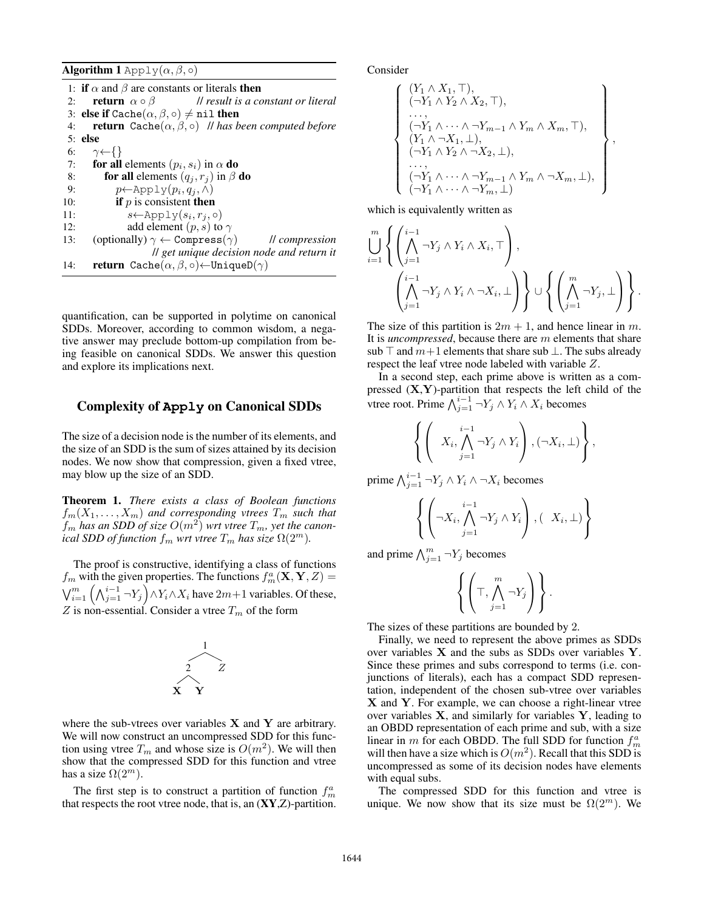**Algorithm 1** `Apply`$(\alpha, \beta, \circ)$

```
1: if α and β are constants or literals then
2:     return α ∘ β              // result is a constant or literal
3: else if Cache(α, β, ∘) ≠ nil then
4:     return Cache(α, β, ∘)     // has been computed before
5: else
6:     γ←{}
7:     for all elements (p_i, s_i) in α do
8:         for all elements (q_j, r_j) in β do
9:             p←Apply(p_i, q_j, ∧)
10:            if p is consistent then
11:                s←Apply(s_i, r_j, ∘)
12:                add element (p, s) to γ
13:    (optionally) γ ← Compress(γ)      // compression
                     // get unique decision node and return it
14:    return Cache(α, β, ∘)←UniqueD(γ)
```

quantification, can be supported in polytime on canonical SDDs. Moreover, according to common wisdom, a negative answer may preclude bottom-up compilation from being feasible on canonical SDDs. We answer this question and explore its implications next.

## Complexity of Apply on Canonical SDDs

The size of a decision node is the number of its elements, and the size of an SDD is the sum of sizes attained by its decision nodes. We now show that compression, given a fixed vtree, may blow up the size of an SDD.

**Theorem 1.** *There exists a class of Boolean functions $f_m(X_1, \ldots, X_m)$ and corresponding vtrees $T_m$ such that $f_m$ has an SDD of size $O(m^2)$ wrt vtree $T_m$, yet the canonical SDD of function $f_m$ wrt vtree $T_m$ has size $\Omega(2^m)$.*

The proof is constructive, identifying a class of functions $f_m$ with the given properties. The functions $f_m^a(\mathbf{X}, \mathbf{Y}, Z) = \bigvee_{i=1}^{m} \left( \bigwedge_{j=1}^{i-1} \neg Y_j \right) \wedge Y_i \wedge X_i$ have $2m+1$ variables. Of these, $Z$ is non-essential. Consider a vtree $T_m$ of the form

```
        1
       / \
      2   Z
     / \
    X   Y
```

where the sub-vtrees over variables $\mathbf{X}$ and $\mathbf{Y}$ are arbitrary. We will now construct an uncompressed SDD for this function using vtree $T_m$ and whose size is $O(m^2)$. We will then show that the compressed SDD for this function and vtree has a size $\Omega(2^m)$.

The first step is to construct a partition of function $f_m^a$ that respects the root vtree node, that is, an $(\mathbf{XY}$,Z)-partition. Consider

$$
\left\{
\begin{array}{l}
(Y_1 \wedge X_1, \top), \\
(\neg Y_1 \wedge Y_2 \wedge X_2, \top), \\
\ldots, \\
(\neg Y_1 \wedge \cdots \wedge \neg Y_{m-1} \wedge Y_m \wedge X_m, \top), \\
(Y_1 \wedge \neg X_1, \bot), \\
(\neg Y_1 \wedge Y_2 \wedge \neg X_2, \bot), \\
\ldots, \\
(\neg Y_1 \wedge \cdots \wedge \neg Y_{m-1} \wedge Y_m \wedge \neg X_m, \bot), \\
(\neg Y_1 \wedge \cdots \wedge \neg Y_m, \bot)
\end{array}
\right\},
$$

which is equivalently written as

$$
\bigcup_{i=1}^{m} \left\{ \left( \bigwedge_{j=1}^{i-1} \neg Y_j \wedge Y_i \wedge X_i, \top \right), \left( \bigwedge_{j=1}^{i-1} \neg Y_j \wedge Y_i \wedge \neg X_i, \bot \right) \right\} \cup \left\{ \left( \bigwedge_{j=1}^{m} \neg Y_j, \bot \right) \right\}.
$$

The size of this partition is $2m+1$, and hence linear in $m$. It is *uncompressed*, because there are $m$ elements that share sub $\top$ and $m+1$ elements that share sub $\bot$. The subs already respect the leaf vtree node labeled with variable $Z$.

In a second step, each prime above is written as a compressed $(\mathbf{X},\mathbf{Y})$-partition that respects the left child of the vtree root. Prime $\bigwedge_{j=1}^{i-1} \neg Y_j \wedge Y_i \wedge X_i$ becomes

$$
\left\{ \left( X_i, \bigwedge_{j=1}^{i-1} \neg Y_j \wedge Y_i \right), (\neg X_i, \bot) \right\},
$$

prime $\bigwedge_{j=1}^{i-1} \neg Y_j \wedge Y_i \wedge \neg X_i$ becomes

$$
\left\{ \left( \neg X_i, \bigwedge_{j=1}^{i-1} \neg Y_j \wedge Y_i \right), ( X_i, \bot) \right\}
$$

and prime $\bigwedge_{j=1}^{m} \neg Y_j$ becomes

$$
\left\{ \left( \top, \bigwedge_{j=1}^{m} \neg Y_j \right) \right\}.
$$

The sizes of these partitions are bounded by 2.

Finally, we need to represent the above primes as SDDs over variables $\mathbf{X}$ and the subs as SDDs over variables $\mathbf{Y}$. Since these primes and subs correspond to terms (i.e. conjunctions of literals), each has a compact SDD representation, independent of the chosen sub-vtree over variables $\mathbf{X}$ and $\mathbf{Y}$. For example, we can choose a right-linear vtree over variables $\mathbf{X}$, and similarly for variables $\mathbf{Y}$, leading to an OBDD representation of each prime and sub, with a size linear in $m$ for each OBDD. The full SDD for function $f_m^a$ will then have a size which is $O(m^2)$. Recall that this SDD is uncompressed as some of its decision nodes have elements with equal subs.

The compressed SDD for this function and vtree is unique. We now show that its size must be $\Omega(2^m)$. We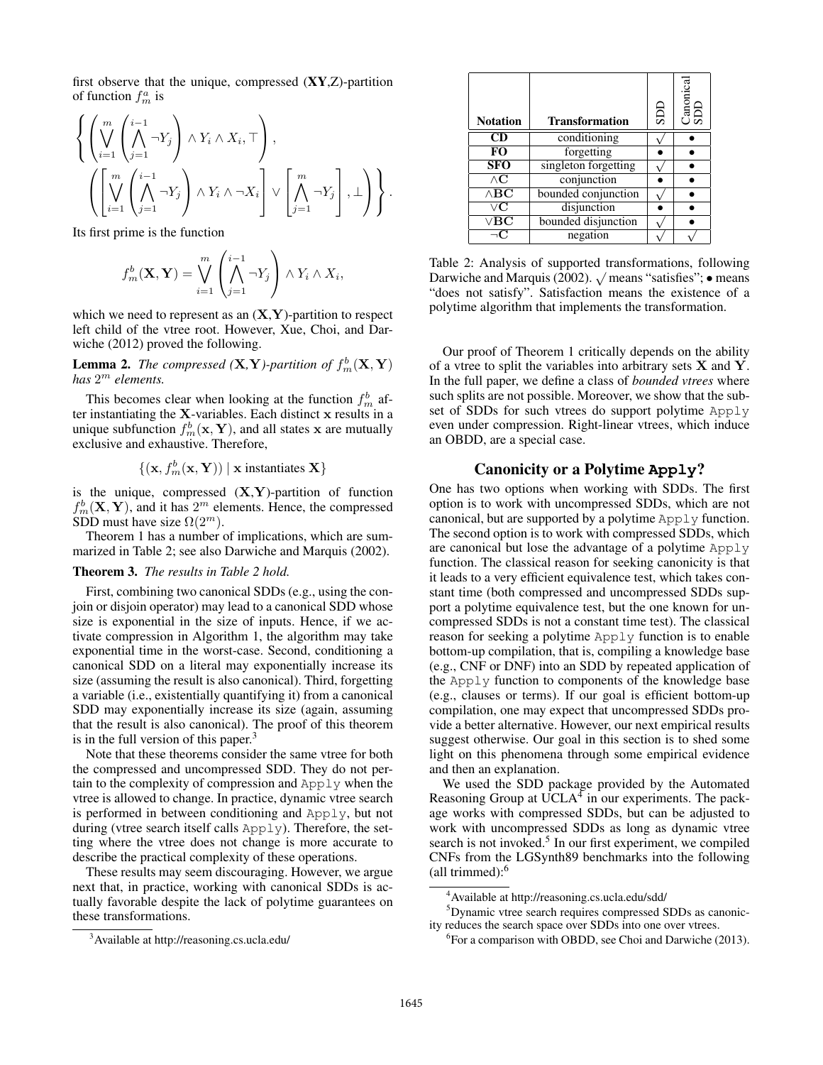first observe that the unique, compressed (**XY**,Z)-partition of function $f_m^a$ is

$$\left\{ \left( \bigvee_{i=1}^{m} \left( \bigwedge_{j=1}^{i-1} \neg Y_j \right) \wedge Y_i \wedge X_i, \top \right), \left( \left[ \bigvee_{i=1}^{m} \left( \bigwedge_{j=1}^{i-1} \neg Y_j \right) \wedge Y_i \wedge \neg X_i \right] \vee \left[ \bigwedge_{j=1}^{m} \neg Y_j \right], \bot \right) \right\}.$$

Its first prime is the function

$$f_m^b(\mathbf{X}, \mathbf{Y}) = \bigvee_{i=1}^{m} \left( \bigwedge_{j=1}^{i-1} \neg Y_j \right) \wedge Y_i \wedge X_i,$$

which we need to represent as an $(\mathbf{X},\mathbf{Y})$-partition to respect left child of the vtree root. However, Xue, Choi, and Darwiche (2012) proved the following.

**Lemma 2.** *The compressed ($\mathbf{X}$,$\mathbf{Y}$)-partition of $f_m^b(\mathbf{X}, \mathbf{Y})$ has $2^m$ elements.*

This becomes clear when looking at the function $f_m^b$ after instantiating the $\mathbf{X}$-variables. Each distinct $\mathbf{x}$ results in a unique subfunction $f_m^b(\mathbf{x}, \mathbf{Y})$, and all states $\mathbf{x}$ are mutually exclusive and exhaustive. Therefore,

$$\{(\mathbf{x}, f_m^b(\mathbf{x}, \mathbf{Y})) \mid \mathbf{x} \text{ instantiates } \mathbf{X}\}$$

is the unique, compressed ($\mathbf{X}$,$\mathbf{Y}$)-partition of function $f_m^b(\mathbf{X}, \mathbf{Y})$, and it has $2^m$ elements. Hence, the compressed SDD must have size $\Omega(2^m)$.

Theorem 1 has a number of implications, which are summarized in Table 2; see also Darwiche and Marquis (2002).

**Theorem 3.** *The results in Table 2 hold.*

First, combining two canonical SDDs (e.g., using the conjoin or disjoin operator) may lead to a canonical SDD whose size is exponential in the size of inputs. Hence, if we activate compression in Algorithm 1, the algorithm may take exponential time in the worst-case. Second, conditioning a canonical SDD on a literal may exponentially increase its size (assuming the result is also canonical). Third, forgetting a variable (i.e., existentially quantifying it) from a canonical SDD may exponentially increase its size (again, assuming that the result is also canonical). The proof of this theorem is in the full version of this paper.[3]

Note that these theorems consider the same vtree for both the compressed and uncompressed SDD. They do not pertain to the complexity of compression and `Apply` when the vtree is allowed to change. In practice, dynamic vtree search is performed in between conditioning and `Apply`, but not during (vtree search itself calls `Apply`). Therefore, the setting where the vtree does not change is more accurate to describe the practical complexity of these operations.

These results may seem discouraging. However, we argue next that, in practice, working with canonical SDDs is actually favorable despite the lack of polytime guarantees on these transformations.

[3] Available at http://reasoning.cs.ucla.edu/

| Notation | Transformation | SDD | Canonical SDD |
|---|---|---|---|
| **CD** | conditioning | √ | • |
| **FO** | forgetting | • | • |
| **SFO** | singleton forgetting | √ | • |
| **∧C** | conjunction | • | • |
| **∧BC** | bounded conjunction | √ | • |
| **∨C** | disjunction | • | • |
| **∨BC** | bounded disjunction | √ | • |
| **¬C** | negation | √ | √ |

Table 2: Analysis of supported transformations, following Darwiche and Marquis (2002). √ means "satisfies"; • means "does not satisfy". Satisfaction means the existence of a polytime algorithm that implements the transformation.

Our proof of Theorem 1 critically depends on the ability of a vtree to split the variables into arbitrary sets $\mathbf{X}$ and $\mathbf{Y}$. In the full paper, we define a class of *bounded vtrees* where such splits are not possible. Moreover, we show that the subset of SDDs for such vtrees do support polytime `Apply` even under compression. Right-linear vtrees, which induce an OBDD, are a special case.

## Canonicity or a Polytime `Apply`?

One has two options when working with SDDs. The first option is to work with uncompressed SDDs, which are not canonical, but are supported by a polytime `Apply` function. The second option is to work with compressed SDDs, which are canonical but lose the advantage of a polytime `Apply` function. The classical reason for seeking canonicity is that it leads to a very efficient equivalence test, which takes constant time (both compressed and uncompressed SDDs support a polytime equivalence test, but the one known for uncompressed SDDs is not a constant time test). The classical reason for seeking a polytime `Apply` function is to enable bottom-up compilation, that is, compiling a knowledge base (e.g., CNF or DNF) into an SDD by repeated application of the `Apply` function to components of the knowledge base (e.g., clauses or terms). If our goal is efficient bottom-up compilation, one may expect that uncompressed SDDs provide a better alternative. However, our next empirical results suggest otherwise. Our goal in this section is to shed some light on this phenomena through some empirical evidence and then an explanation.

We used the SDD package provided by the Automated Reasoning Group at UCLA[4] in our experiments. The package works with compressed SDDs, but can be adjusted to work with uncompressed SDDs as long as dynamic vtree search is not invoked.[5] In our first experiment, we compiled CNFs from the LGSynth89 benchmarks into the following (all trimmed):[6]

[4] Available at http://reasoning.cs.ucla.edu/sdd/

[5] Dynamic vtree search requires compressed SDDs as canonicity reduces the search space over SDDs into one over vtrees.

[6] For a comparison with OBDD, see Choi and Darwiche (2013).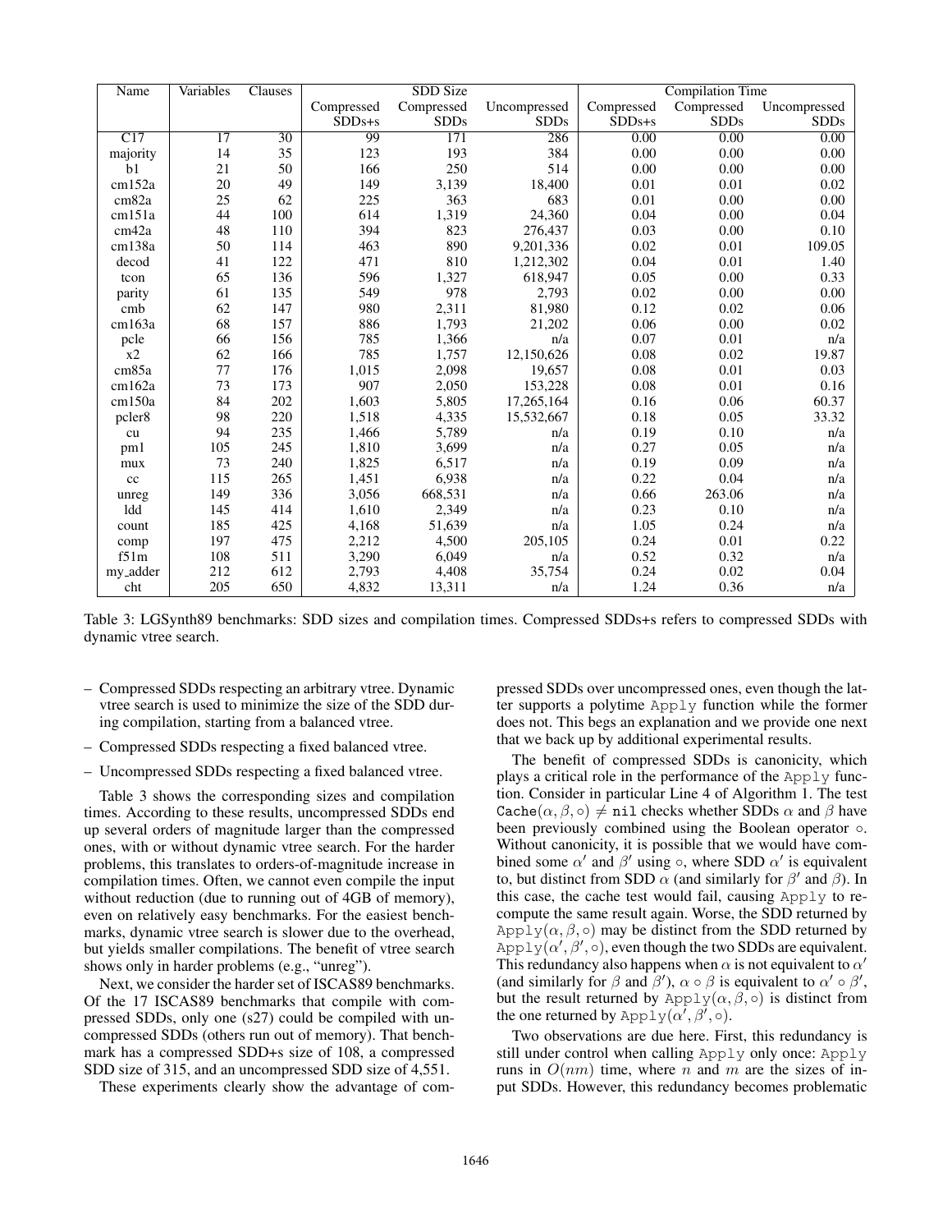| Name | Variables | Clauses | SDD Size | | | Compilation Time | | |
|---|---|---|---|---|---|---|---|---|
| | | | Compressed SDDs+s | Compressed SDDs | Uncompressed SDDs | Compressed SDDs+s | Compressed SDDs | Uncompressed SDDs |
| C17 | 17 | 30 | 99 | 171 | 286 | 0.00 | 0.00 | 0.00 |
| majority | 14 | 35 | 123 | 193 | 384 | 0.00 | 0.00 | 0.00 |
| b1 | 21 | 50 | 166 | 250 | 514 | 0.00 | 0.00 | 0.00 |
| cm152a | 20 | 49 | 149 | 3,139 | 18,400 | 0.01 | 0.01 | 0.02 |
| cm82a | 25 | 62 | 225 | 363 | 683 | 0.01 | 0.00 | 0.00 |
| cm151a | 44 | 100 | 614 | 1,319 | 24,360 | 0.04 | 0.00 | 0.04 |
| cm42a | 48 | 110 | 394 | 823 | 276,437 | 0.03 | 0.00 | 0.10 |
| cm138a | 50 | 114 | 463 | 890 | 9,201,336 | 0.02 | 0.01 | 109.05 |
| decod | 41 | 122 | 471 | 810 | 1,212,302 | 0.04 | 0.01 | 1.40 |
| tcon | 65 | 136 | 596 | 1,327 | 618,947 | 0.05 | 0.00 | 0.33 |
| parity | 61 | 135 | 549 | 978 | 2,793 | 0.02 | 0.00 | 0.00 |
| cmb | 62 | 147 | 980 | 2,311 | 81,980 | 0.12 | 0.02 | 0.06 |
| cm163a | 68 | 157 | 886 | 1,793 | 21,202 | 0.06 | 0.00 | 0.02 |
| pcle | 66 | 156 | 785 | 1,366 | n/a | 0.07 | 0.01 | n/a |
| x2 | 62 | 166 | 785 | 1,757 | 12,150,626 | 0.08 | 0.02 | 19.87 |
| cm85a | 77 | 176 | 1,015 | 2,098 | 19,657 | 0.08 | 0.01 | 0.03 |
| cm162a | 73 | 173 | 907 | 2,050 | 153,228 | 0.08 | 0.01 | 0.16 |
| cm150a | 84 | 202 | 1,603 | 5,805 | 17,265,164 | 0.16 | 0.06 | 60.37 |
| pcler8 | 98 | 220 | 1,518 | 4,335 | 15,532,667 | 0.18 | 0.05 | 33.32 |
| cu | 94 | 235 | 1,466 | 5,789 | n/a | 0.19 | 0.10 | n/a |
| pm1 | 105 | 245 | 1,810 | 3,699 | n/a | 0.27 | 0.05 | n/a |
| mux | 73 | 240 | 1,825 | 6,517 | n/a | 0.19 | 0.09 | n/a |
| cc | 115 | 265 | 1,451 | 6,938 | n/a | 0.22 | 0.04 | n/a |
| unreg | 149 | 336 | 3,056 | 668,531 | n/a | 0.66 | 263.06 | n/a |
| ldd | 145 | 414 | 1,610 | 2,349 | n/a | 0.23 | 0.10 | n/a |
| count | 185 | 425 | 4,168 | 51,639 | n/a | 1.05 | 0.24 | n/a |
| comp | 197 | 475 | 2,212 | 4,500 | 205,105 | 0.24 | 0.01 | 0.22 |
| f51m | 108 | 511 | 3,290 | 6,049 | n/a | 0.52 | 0.32 | n/a |
| my_adder | 212 | 612 | 2,793 | 4,408 | 35,754 | 0.24 | 0.02 | 0.04 |
| cht | 205 | 650 | 4,832 | 13,311 | n/a | 1.24 | 0.36 | n/a |

Table 3: LGSynth89 benchmarks: SDD sizes and compilation times. Compressed SDDs+s refers to compressed SDDs with dynamic vtree search.

- Compressed SDDs respecting an arbitrary vtree. Dynamic vtree search is used to minimize the size of the SDD during compilation, starting from a balanced vtree.
- Compressed SDDs respecting a fixed balanced vtree.
- Uncompressed SDDs respecting a fixed balanced vtree.

Table 3 shows the corresponding sizes and compilation times. According to these results, uncompressed SDDs end up several orders of magnitude larger than the compressed ones, with or without dynamic vtree search. For the harder problems, this translates to orders-of-magnitude increase in compilation times. Often, we cannot even compile the input without reduction (due to running out of 4GB of memory), even on relatively easy benchmarks. For the easiest benchmarks, dynamic vtree search is slower due to the overhead, but yields smaller compilations. The benefit of vtree search shows only in harder problems (e.g., "unreg").

Next, we consider the harder set of ISCAS89 benchmarks. Of the 17 ISCAS89 benchmarks that compile with compressed SDDs, only one (s27) could be compiled with uncompressed SDDs (others run out of memory). That benchmark has a compressed SDD+s size of 108, a compressed SDD size of 315, and an uncompressed SDD size of 4,551.

These experiments clearly show the advantage of compressed SDDs over uncompressed ones, even though the latter supports a polytime Apply function while the former does not. This begs an explanation and we provide one next that we back up by additional experimental results.

The benefit of compressed SDDs is canonicity, which plays a critical role in the performance of the Apply function. Consider in particular Line 4 of Algorithm 1. The test Cache$(\alpha, \beta, \circ) \neq$ nil checks whether SDDs $\alpha$ and $\beta$ have been previously combined using the Boolean operator $\circ$. Without canonicity, it is possible that we would have combined some $\alpha'$ and $\beta'$ using $\circ$, where SDD $\alpha'$ is equivalent to, but distinct from SDD $\alpha$ (and similarly for $\beta'$ and $\beta$). In this case, the cache test would fail, causing Apply to recompute the same result again. Worse, the SDD returned by Apply$(\alpha, \beta, \circ)$ may be distinct from the SDD returned by Apply$(\alpha', \beta', \circ)$, even though the two SDDs are equivalent. This redundancy also happens when $\alpha$ is not equivalent to $\alpha'$ (and similarly for $\beta$ and $\beta'$), $\alpha \circ \beta$ is equivalent to $\alpha' \circ \beta'$, but the result returned by Apply$(\alpha, \beta, \circ)$ is distinct from the one returned by Apply$(\alpha', \beta', \circ)$.

Two observations are due here. First, this redundancy is still under control when calling Apply only once: Apply runs in $O(nm)$ time, where $n$ and $m$ are the sizes of input SDDs. However, this redundancy becomes problematic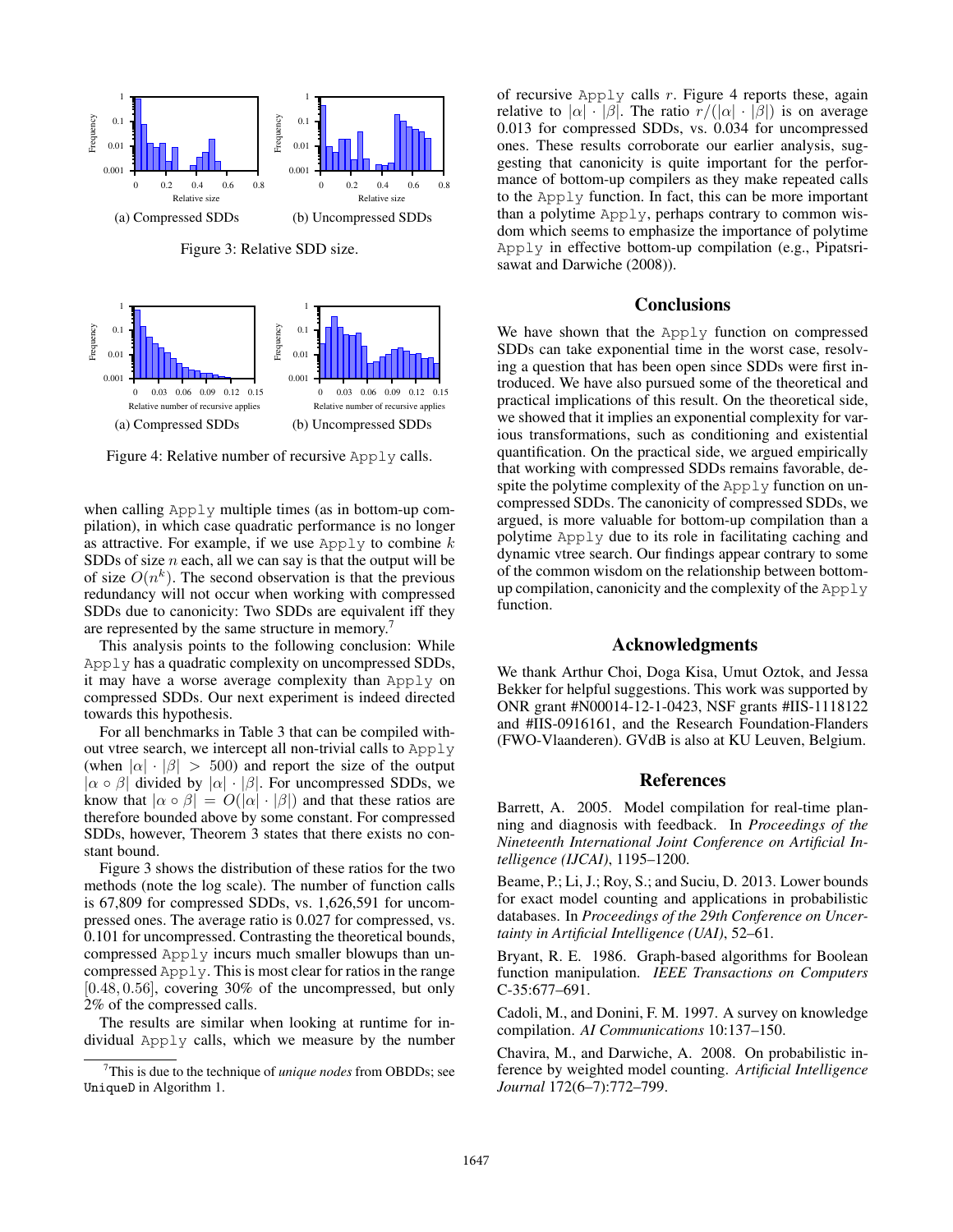(a) Compressed SDDs (b) Uncompressed SDDs

Figure 3: Relative SDD size.

(a) Compressed SDDs (b) Uncompressed SDDs

Figure 4: Relative number of recursive Apply calls.

when calling Apply multiple times (as in bottom-up compilation), in which case quadratic performance is no longer as attractive. For example, if we use Apply to combine $k$ SDDs of size $n$ each, all we can say is that the output will be of size $O(n^k)$. The second observation is that the previous redundancy will not occur when working with compressed SDDs due to canonicity: Two SDDs are equivalent iff they are represented by the same structure in memory.[7]

This analysis points to the following conclusion: While Apply has a quadratic complexity on uncompressed SDDs, it may have a worse average complexity than Apply on compressed SDDs. Our next experiment is indeed directed towards this hypothesis.

For all benchmarks in Table 3 that can be compiled without vtree search, we intercept all non-trivial calls to Apply (when $|\alpha| \cdot |\beta| > 500$) and report the size of the output $|\alpha \circ \beta|$ divided by $|\alpha| \cdot |\beta|$. For uncompressed SDDs, we know that $|\alpha \circ \beta| = O(|\alpha| \cdot |\beta|)$ and that these ratios are therefore bounded above by some constant. For compressed SDDs, however, Theorem 3 states that there exists no constant bound.

Figure 3 shows the distribution of these ratios for the two methods (note the log scale). The number of function calls is 67,809 for compressed SDDs, vs. 1,626,591 for uncompressed ones. The average ratio is 0.027 for compressed, vs. 0.101 for uncompressed. Contrasting the theoretical bounds, compressed Apply incurs much smaller blowups than uncompressed Apply. This is most clear for ratios in the range $[0.48, 0.56]$, covering 30% of the uncompressed, but only 2% of the compressed calls.

The results are similar when looking at runtime for individual Apply calls, which we measure by the number of recursive Apply calls $r$. Figure 4 reports these, again relative to $|\alpha| \cdot |\beta|$. The ratio $r/(|\alpha| \cdot |\beta|)$ is on average 0.013 for compressed SDDs, vs. 0.034 for uncompressed ones. These results corroborate our earlier analysis, suggesting that canonicity is quite important for the performance of bottom-up compilers as they make repeated calls to the Apply function. In fact, this can be more important than a polytime Apply, perhaps contrary to common wisdom which seems to emphasize the importance of polytime Apply in effective bottom-up compilation (e.g., Pipatsrisawat and Darwiche (2008)).

[7] This is due to the technique of *unique nodes* from OBDDs; see UniqueD in Algorithm 1.

## Conclusions

We have shown that the Apply function on compressed SDDs can take exponential time in the worst case, resolving a question that has been open since SDDs were first introduced. We have also pursued some of the theoretical and practical implications of this result. On the theoretical side, we showed that it implies an exponential complexity for various transformations, such as conditioning and existential quantification. On the practical side, we argued empirically that working with compressed SDDs remains favorable, despite the polytime complexity of the Apply function on uncompressed SDDs. The canonicity of compressed SDDs, we argued, is more valuable for bottom-up compilation than a polytime Apply due to its role in facilitating caching and dynamic vtree search. Our findings appear contrary to some of the common wisdom on the relationship between bottom-up compilation, canonicity and the complexity of the Apply function.

## Acknowledgments

We thank Arthur Choi, Doga Kisa, Umut Oztok, and Jessa Bekker for helpful suggestions. This work was supported by ONR grant #N00014-12-1-0423, NSF grants #IIS-1118122 and #IIS-0916161, and the Research Foundation-Flanders (FWO-Vlaanderen). GVdB is also at KU Leuven, Belgium.

## References

Barrett, A. 2005. Model compilation for real-time planning and diagnosis with feedback. In *Proceedings of the Nineteenth International Joint Conference on Artificial Intelligence (IJCAI)*, 1195–1200.

Beame, P.; Li, J.; Roy, S.; and Suciu, D. 2013. Lower bounds for exact model counting and applications in probabilistic databases. In *Proceedings of the 29th Conference on Uncertainty in Artificial Intelligence (UAI)*, 52–61.

Bryant, R. E. 1986. Graph-based algorithms for Boolean function manipulation. *IEEE Transactions on Computers* C-35:677–691.

Cadoli, M., and Donini, F. M. 1997. A survey on knowledge compilation. *AI Communications* 10:137–150.

Chavira, M., and Darwiche, A. 2008. On probabilistic inference by weighted model counting. *Artificial Intelligence Journal* 172(6–7):772–799.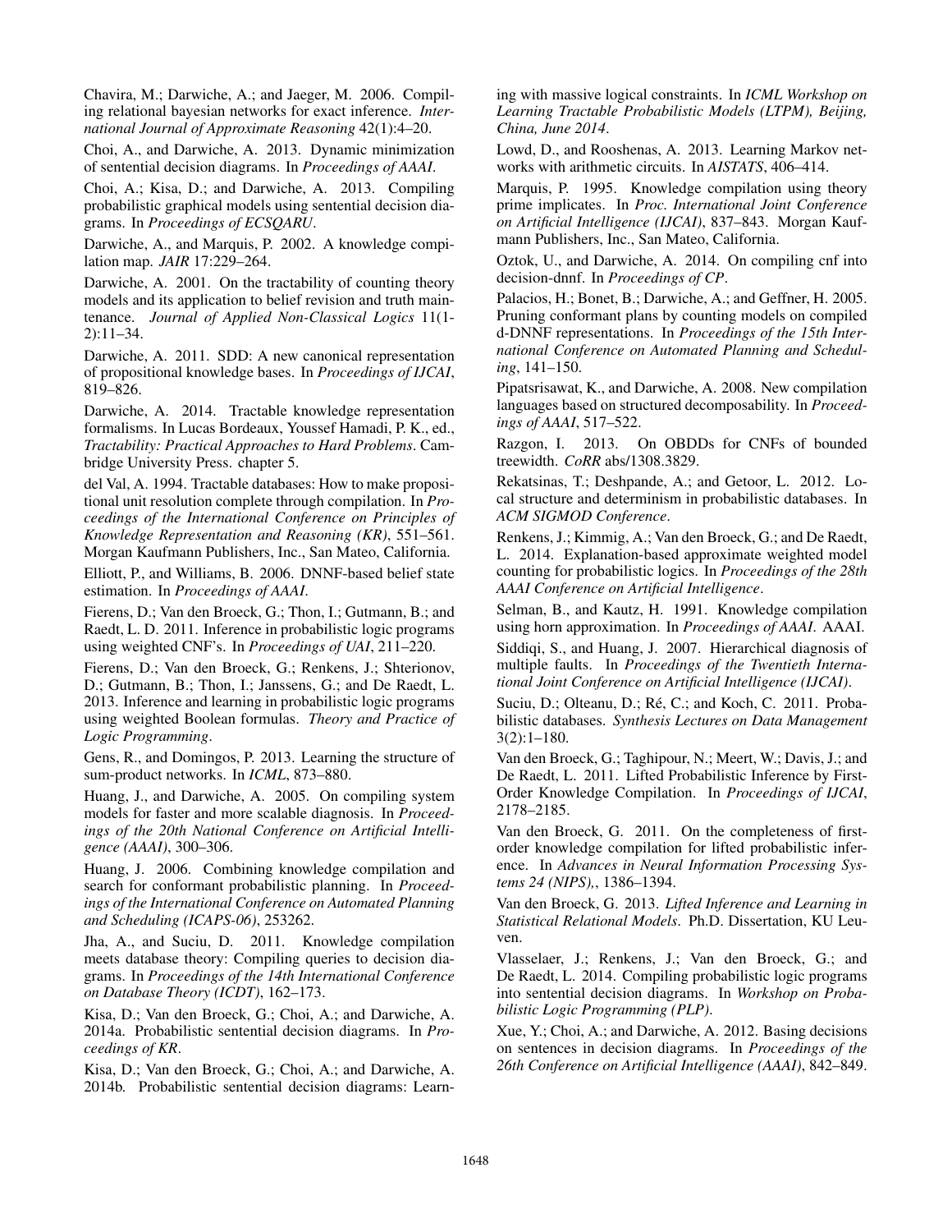Chavira, M.; Darwiche, A.; and Jaeger, M. 2006. Compiling relational bayesian networks for exact inference. *International Journal of Approximate Reasoning* 42(1):4–20.

Choi, A., and Darwiche, A. 2013. Dynamic minimization of sentential decision diagrams. In *Proceedings of AAAI*.

Choi, A.; Kisa, D.; and Darwiche, A. 2013. Compiling probabilistic graphical models using sentential decision diagrams. In *Proceedings of ECSQARU*.

Darwiche, A., and Marquis, P. 2002. A knowledge compilation map. *JAIR* 17:229–264.

Darwiche, A. 2001. On the tractability of counting theory models and its application to belief revision and truth maintenance. *Journal of Applied Non-Classical Logics* 11(1-2):11–34.

Darwiche, A. 2011. SDD: A new canonical representation of propositional knowledge bases. In *Proceedings of IJCAI*, 819–826.

Darwiche, A. 2014. Tractable knowledge representation formalisms. In Lucas Bordeaux, Youssef Hamadi, P. K., ed., *Tractability: Practical Approaches to Hard Problems*. Cambridge University Press. chapter 5.

del Val, A. 1994. Tractable databases: How to make propositional unit resolution complete through compilation. In *Proceedings of the International Conference on Principles of Knowledge Representation and Reasoning (KR)*, 551–561. Morgan Kaufmann Publishers, Inc., San Mateo, California.

Elliott, P., and Williams, B. 2006. DNNF-based belief state estimation. In *Proceedings of AAAI*.

Fierens, D.; Van den Broeck, G.; Thon, I.; Gutmann, B.; and Raedt, L. D. 2011. Inference in probabilistic logic programs using weighted CNF's. In *Proceedings of UAI*, 211–220.

Fierens, D.; Van den Broeck, G.; Renkens, J.; Shterionov, D.; Gutmann, B.; Thon, I.; Janssens, G.; and De Raedt, L. 2013. Inference and learning in probabilistic logic programs using weighted Boolean formulas. *Theory and Practice of Logic Programming*.

Gens, R., and Domingos, P. 2013. Learning the structure of sum-product networks. In *ICML*, 873–880.

Huang, J., and Darwiche, A. 2005. On compiling system models for faster and more scalable diagnosis. In *Proceedings of the 20th National Conference on Artificial Intelligence (AAAI)*, 300–306.

Huang, J. 2006. Combining knowledge compilation and search for conformant probabilistic planning. In *Proceedings of the International Conference on Automated Planning and Scheduling (ICAPS-06)*, 253262.

Jha, A., and Suciu, D. 2011. Knowledge compilation meets database theory: Compiling queries to decision diagrams. In *Proceedings of the 14th International Conference on Database Theory (ICDT)*, 162–173.

Kisa, D.; Van den Broeck, G.; Choi, A.; and Darwiche, A. 2014a. Probabilistic sentential decision diagrams. In *Proceedings of KR*.

Kisa, D.; Van den Broeck, G.; Choi, A.; and Darwiche, A. 2014b. Probabilistic sentential decision diagrams: Learning with massive logical constraints. In *ICML Workshop on Learning Tractable Probabilistic Models (LTPM), Beijing, China, June 2014*.

Lowd, D., and Rooshenas, A. 2013. Learning Markov networks with arithmetic circuits. In *AISTATS*, 406–414.

Marquis, P. 1995. Knowledge compilation using theory prime implicates. In *Proc. International Joint Conference on Artificial Intelligence (IJCAI)*, 837–843. Morgan Kaufmann Publishers, Inc., San Mateo, California.

Oztok, U., and Darwiche, A. 2014. On compiling cnf into decision-dnnf. In *Proceedings of CP*.

Palacios, H.; Bonet, B.; Darwiche, A.; and Geffner, H. 2005. Pruning conformant plans by counting models on compiled d-DNNF representations. In *Proceedings of the 15th International Conference on Automated Planning and Scheduling*, 141–150.

Pipatsrisawat, K., and Darwiche, A. 2008. New compilation languages based on structured decomposability. In *Proceedings of AAAI*, 517–522.

Razgon, I. 2013. On OBDDs for CNFs of bounded treewidth. *CoRR* abs/1308.3829.

Rekatsinas, T.; Deshpande, A.; and Getoor, L. 2012. Local structure and determinism in probabilistic databases. In *ACM SIGMOD Conference*.

Renkens, J.; Kimmig, A.; Van den Broeck, G.; and De Raedt, L. 2014. Explanation-based approximate weighted model counting for probabilistic logics. In *Proceedings of the 28th AAAI Conference on Artificial Intelligence*.

Selman, B., and Kautz, H. 1991. Knowledge compilation using horn approximation. In *Proceedings of AAAI*. AAAI.

Siddiqi, S., and Huang, J. 2007. Hierarchical diagnosis of multiple faults. In *Proceedings of the Twentieth International Joint Conference on Artificial Intelligence (IJCAI)*.

Suciu, D.; Olteanu, D.; Ré, C.; and Koch, C. 2011. Probabilistic databases. *Synthesis Lectures on Data Management* 3(2):1–180.

Van den Broeck, G.; Taghipour, N.; Meert, W.; Davis, J.; and De Raedt, L. 2011. Lifted Probabilistic Inference by First-Order Knowledge Compilation. In *Proceedings of IJCAI*, 2178–2185.

Van den Broeck, G. 2011. On the completeness of first-order knowledge compilation for lifted probabilistic inference. In *Advances in Neural Information Processing Systems 24 (NIPS),*, 1386–1394.

Van den Broeck, G. 2013. *Lifted Inference and Learning in Statistical Relational Models*. Ph.D. Dissertation, KU Leuven.

Vlasselaer, J.; Renkens, J.; Van den Broeck, G.; and De Raedt, L. 2014. Compiling probabilistic logic programs into sentential decision diagrams. In *Workshop on Probabilistic Logic Programming (PLP)*.

Xue, Y.; Choi, A.; and Darwiche, A. 2012. Basing decisions on sentences in decision diagrams. In *Proceedings of the 26th Conference on Artificial Intelligence (AAAI)*, 842–849.